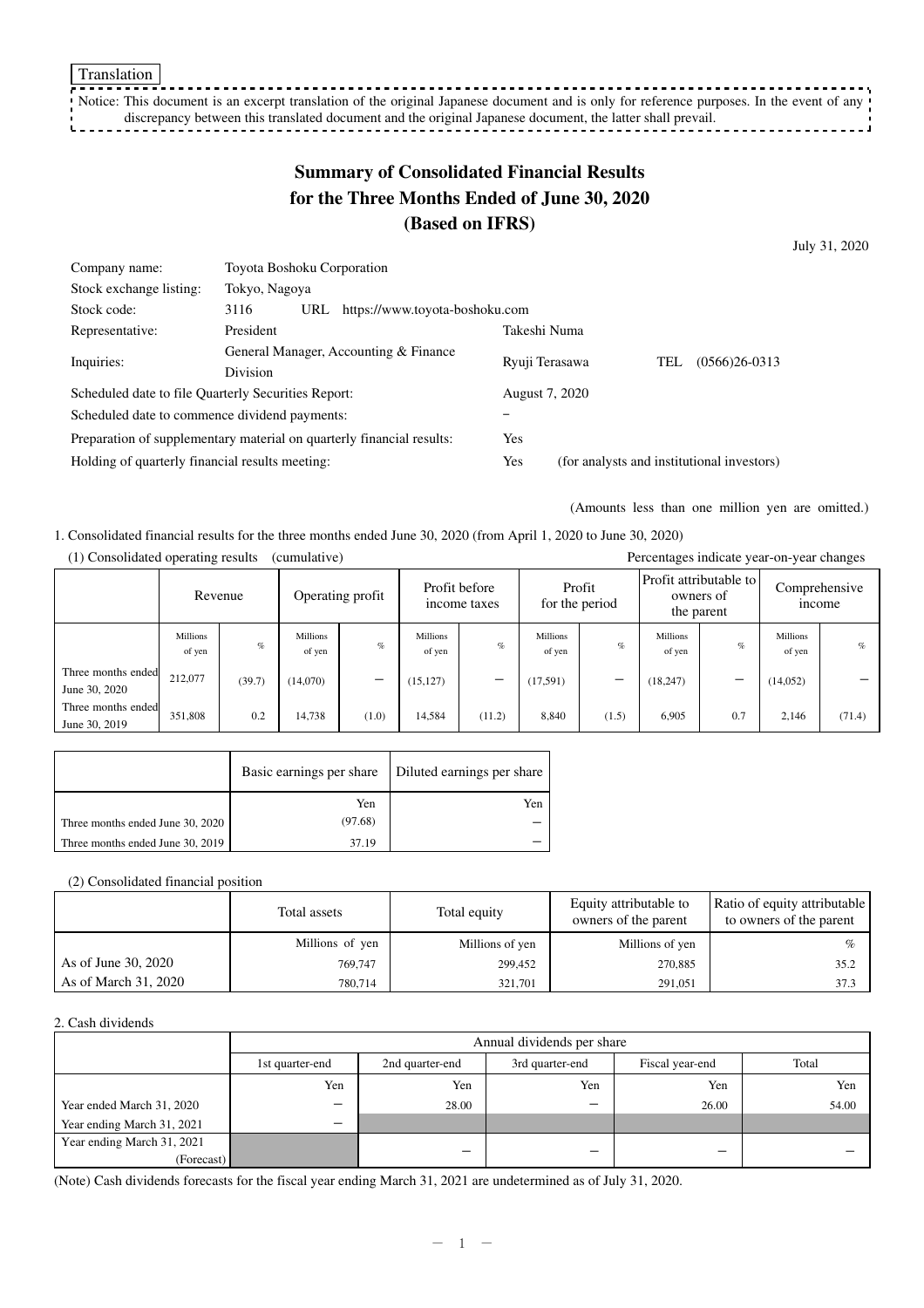Translation

Notice: This document is an excerpt translation of the original Japanese document and is only for reference purposes. In the event of any discrepancy between this translated document and the original Japanese document, the latter shall prevail.

# Summary of Consolidated Financial Results for the Three Months Ended of June 30, 2020 (Based on IFRS)

July 31, 2020

| | | | |
|---|---|---|---|
| Company name: | Toyota Boshoku Corporation | | |
| Stock exchange listing: | Tokyo, Nagoya | | |
| Stock code: | 3116 URL https://www.toyota-boshoku.com | | |
| Representative: | President | Takeshi Numa | |
| Inquiries: | General Manager, Accounting & Finance Division | Ryuji Terasawa | TEL (0566)26-0313 |
| Scheduled date to file Quarterly Securities Report: | | August 7, 2020 | |
| Scheduled date to commence dividend payments: | | – | |
| Preparation of supplementary material on quarterly financial results: | | Yes | |
| Holding of quarterly financial results meeting: | | Yes | (for analysts and institutional investors) |

(Amounts less than one million yen are omitted.)

1. Consolidated financial results for the three months ended June 30, 2020 (from April 1, 2020 to June 30, 2020)

(1) Consolidated operating results (cumulative)

Percentages indicate year-on-year changes

| | Revenue | | Operating profit | | Profit before income taxes | | Profit for the period | | Profit attributable to owners of the parent | | Comprehensive income | |
|---|---|---|---|---|---|---|---|---|---|---|---|---|
| | Millions of yen | % | Millions of yen | % | Millions of yen | % | Millions of yen | % | Millions of yen | % | Millions of yen | % |
| Three months ended June 30, 2020 | 212,077 | (39.7) | (14,070) | – | (15,127) | – | (17,591) | – | (18,247) | – | (14,052) | – |
| Three months ended June 30, 2019 | 351,808 | 0.2 | 14,738 | (1.0) | 14,584 | (11.2) | 8,840 | (1.5) | 6,905 | 0.7 | 2,146 | (71.4) |

| | Basic earnings per share | Diluted earnings per share |
|---|---|---|
| | Yen | Yen |
| Three months ended June 30, 2020 | (97.68) | – |
| Three months ended June 30, 2019 | 37.19 | – |

(2) Consolidated financial position

| | Total assets | Total equity | Equity attributable to owners of the parent | Ratio of equity attributable to owners of the parent |
|---|---|---|---|---|
| | Millions of yen | Millions of yen | Millions of yen | % |
| As of June 30, 2020 | 769,747 | 299,452 | 270,885 | 35.2 |
| As of March 31, 2020 | 780,714 | 321,701 | 291,051 | 37.3 |

2. Cash dividends

| | Annual dividends per share | | | | |
|---|---|---|---|---|---|
| | 1st quarter-end | 2nd quarter-end | 3rd quarter-end | Fiscal year-end | Total |
| | Yen | Yen | Yen | Yen | Yen |
| Year ended March 31, 2020 | – | 28.00 | – | 26.00 | 54.00 |
| Year ending March 31, 2021 | – | | | | |
| Year ending March 31, 2021 (Forecast) | | – | – | – | – |

(Note) Cash dividends forecasts for the fiscal year ending March 31, 2021 are undetermined as of July 31, 2020.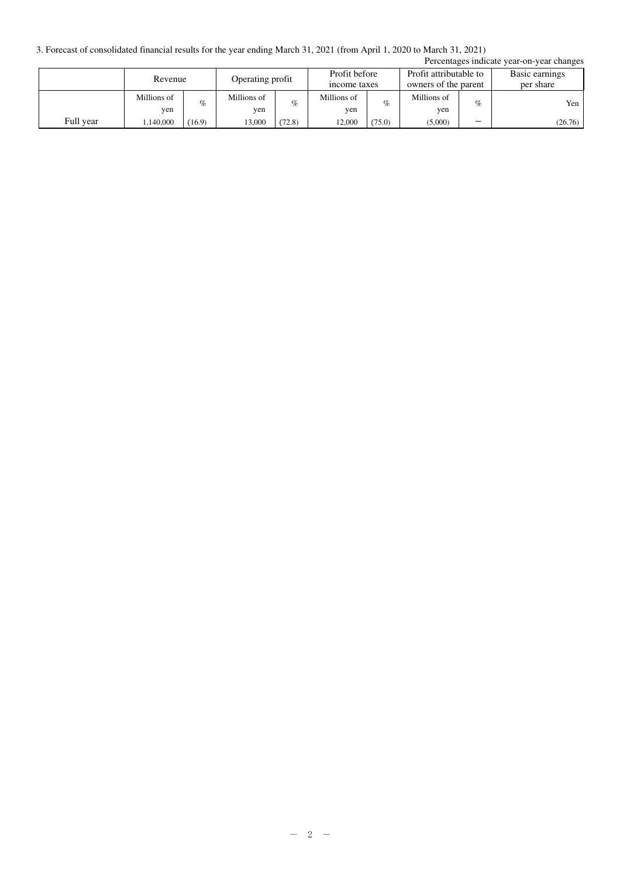3. Forecast of consolidated financial results for the year ending March 31, 2021 (from April 1, 2020 to March 31, 2021)

Percentages indicate year-on-year changes

| | Revenue | | Operating profit | | Profit before income taxes | | Profit attributable to owners of the parent | | Basic earnings per share |
|---|---|---|---|---|---|---|---|---|---|
| | Millions of yen | % | Millions of yen | % | Millions of yen | % | Millions of yen | % | Yen |
| Full year | 1,140,000 | (16.9) | 13,000 | (72.8) | 12,000 | (75.0) | (5,000) | − | (26.76) |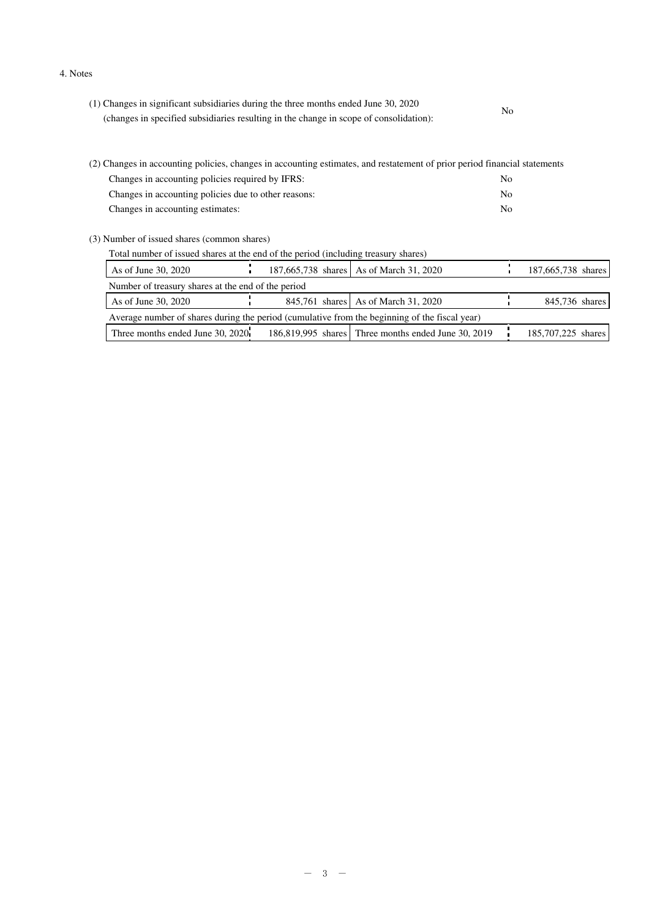4. Notes

(1) Changes in significant subsidiaries during the three months ended June 30, 2020 (changes in specified subsidiaries resulting in the change in scope of consolidation): No

(2) Changes in accounting policies, changes in accounting estimates, and restatement of prior period financial statements

| | |
|---|---|
| Changes in accounting policies required by IFRS: | No |
| Changes in accounting policies due to other reasons: | No |
| Changes in accounting estimates: | No |

(3) Number of issued shares (common shares)

Total number of issued shares at the end of the period (including treasury shares)

| | | | |
|---|---|---|---|
| As of June 30, 2020 | 187,665,738 shares | As of March 31, 2020 | 187,665,738 shares |

Number of treasury shares at the end of the period

| | | | |
|---|---|---|---|
| As of June 30, 2020 | 845,761 shares | As of March 31, 2020 | 845,736 shares |

Average number of shares during the period (cumulative from the beginning of the fiscal year)

| | | | |
|---|---|---|---|
| Three months ended June 30, 2020 | 186,819,995 shares | Three months ended June 30, 2019 | 185,707,225 shares |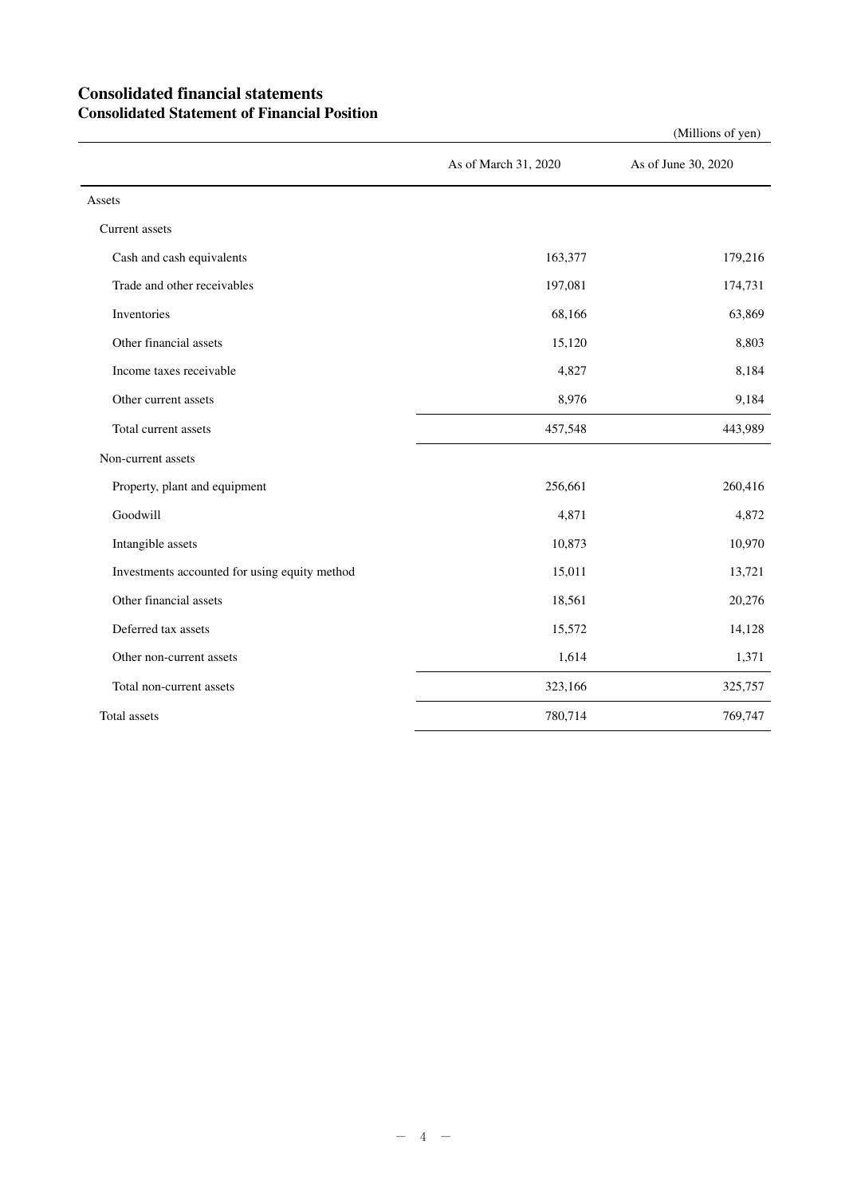# Consolidated financial statements

## Consolidated Statement of Financial Position

(Millions of yen)

| | As of March 31, 2020 | As of June 30, 2020 |
|---|---|---|
| Assets | | |
| Current assets | | |
| Cash and cash equivalents | 163,377 | 179,216 |
| Trade and other receivables | 197,081 | 174,731 |
| Inventories | 68,166 | 63,869 |
| Other financial assets | 15,120 | 8,803 |
| Income taxes receivable | 4,827 | 8,184 |
| Other current assets | 8,976 | 9,184 |
| Total current assets | 457,548 | 443,989 |
| Non-current assets | | |
| Property, plant and equipment | 256,661 | 260,416 |
| Goodwill | 4,871 | 4,872 |
| Intangible assets | 10,873 | 10,970 |
| Investments accounted for using equity method | 15,011 | 13,721 |
| Other financial assets | 18,561 | 20,276 |
| Deferred tax assets | 15,572 | 14,128 |
| Other non-current assets | 1,614 | 1,371 |
| Total non-current assets | 323,166 | 325,757 |
| Total assets | 780,714 | 769,747 |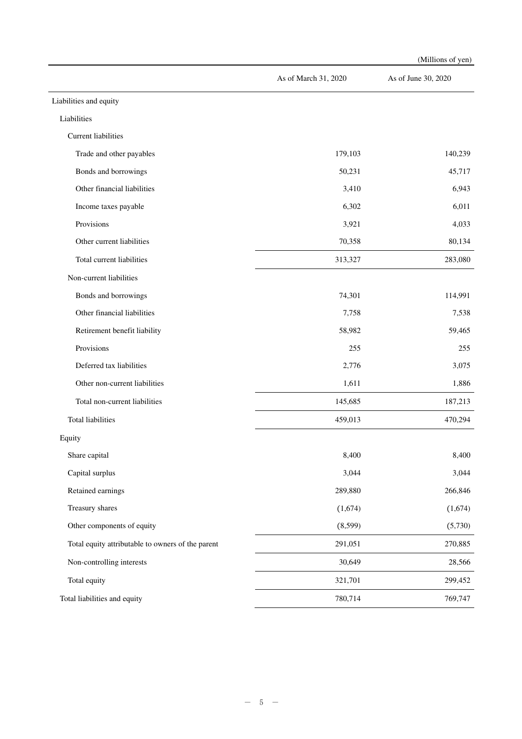(Millions of yen)

| | As of March 31, 2020 | As of June 30, 2020 |
|---|---|---|
| Liabilities and equity | | |
| Liabilities | | |
| Current liabilities | | |
| Trade and other payables | 179,103 | 140,239 |
| Bonds and borrowings | 50,231 | 45,717 |
| Other financial liabilities | 3,410 | 6,943 |
| Income taxes payable | 6,302 | 6,011 |
| Provisions | 3,921 | 4,033 |
| Other current liabilities | 70,358 | 80,134 |
| Total current liabilities | 313,327 | 283,080 |
| Non-current liabilities | | |
| Bonds and borrowings | 74,301 | 114,991 |
| Other financial liabilities | 7,758 | 7,538 |
| Retirement benefit liability | 58,982 | 59,465 |
| Provisions | 255 | 255 |
| Deferred tax liabilities | 2,776 | 3,075 |
| Other non-current liabilities | 1,611 | 1,886 |
| Total non-current liabilities | 145,685 | 187,213 |
| Total liabilities | 459,013 | 470,294 |
| Equity | | |
| Share capital | 8,400 | 8,400 |
| Capital surplus | 3,044 | 3,044 |
| Retained earnings | 289,880 | 266,846 |
| Treasury shares | (1,674) | (1,674) |
| Other components of equity | (8,599) | (5,730) |
| Total equity attributable to owners of the parent | 291,051 | 270,885 |
| Non-controlling interests | 30,649 | 28,566 |
| Total equity | 321,701 | 299,452 |
| Total liabilities and equity | 780,714 | 769,747 |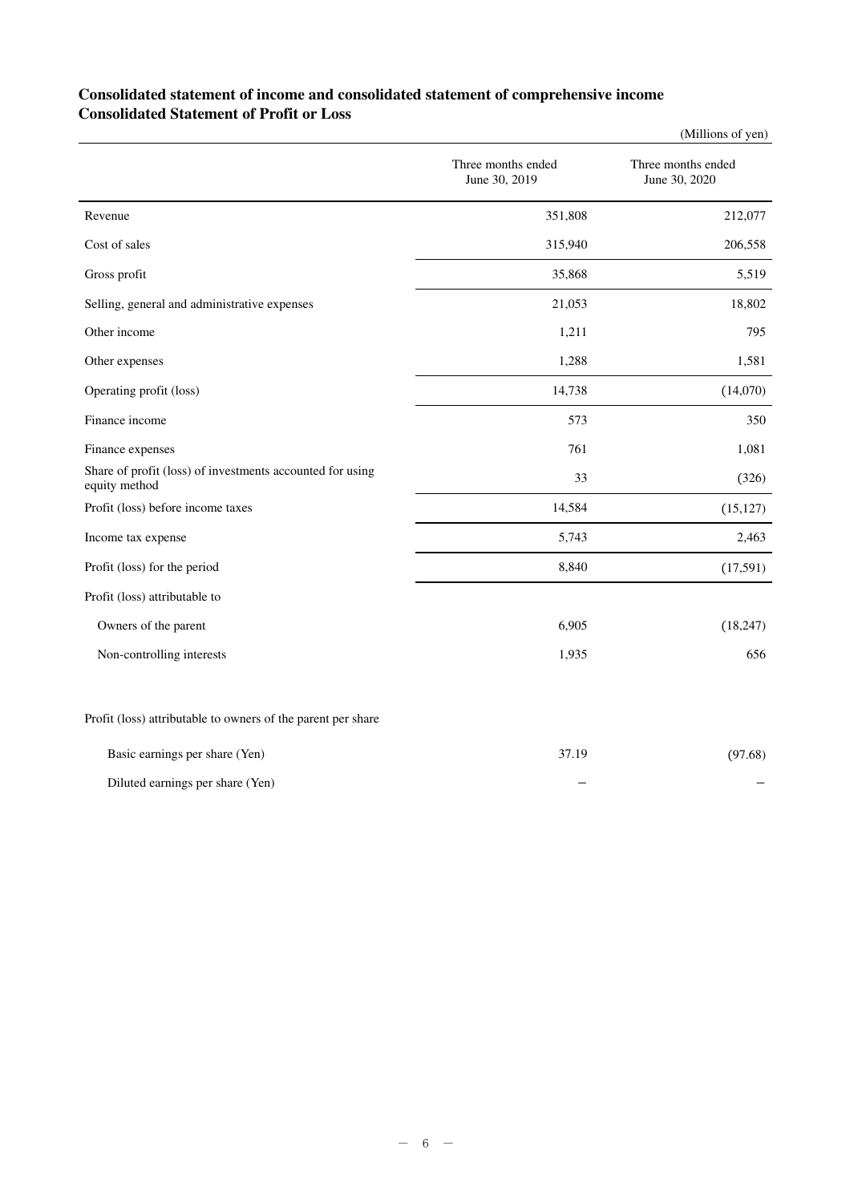**Consolidated statement of income and consolidated statement of comprehensive income**
**Consolidated Statement of Profit or Loss**

(Millions of yen)

| | Three months ended June 30, 2019 | Three months ended June 30, 2020 |
|---|---|---|
| Revenue | 351,808 | 212,077 |
| Cost of sales | 315,940 | 206,558 |
| Gross profit | 35,868 | 5,519 |
| Selling, general and administrative expenses | 21,053 | 18,802 |
| Other income | 1,211 | 795 |
| Other expenses | 1,288 | 1,581 |
| Operating profit (loss) | 14,738 | (14,070) |
| Finance income | 573 | 350 |
| Finance expenses | 761 | 1,081 |
| Share of profit (loss) of investments accounted for using equity method | 33 | (326) |
| Profit (loss) before income taxes | 14,584 | (15,127) |
| Income tax expense | 5,743 | 2,463 |
| Profit (loss) for the period | 8,840 | (17,591) |
| Profit (loss) attributable to | | |
| Owners of the parent | 6,905 | (18,247) |
| Non-controlling interests | 1,935 | 656 |
| | | |
| Profit (loss) attributable to owners of the parent per share | | |
| Basic earnings per share (Yen) | 37.19 | (97.68) |
| Diluted earnings per share (Yen) | – | – |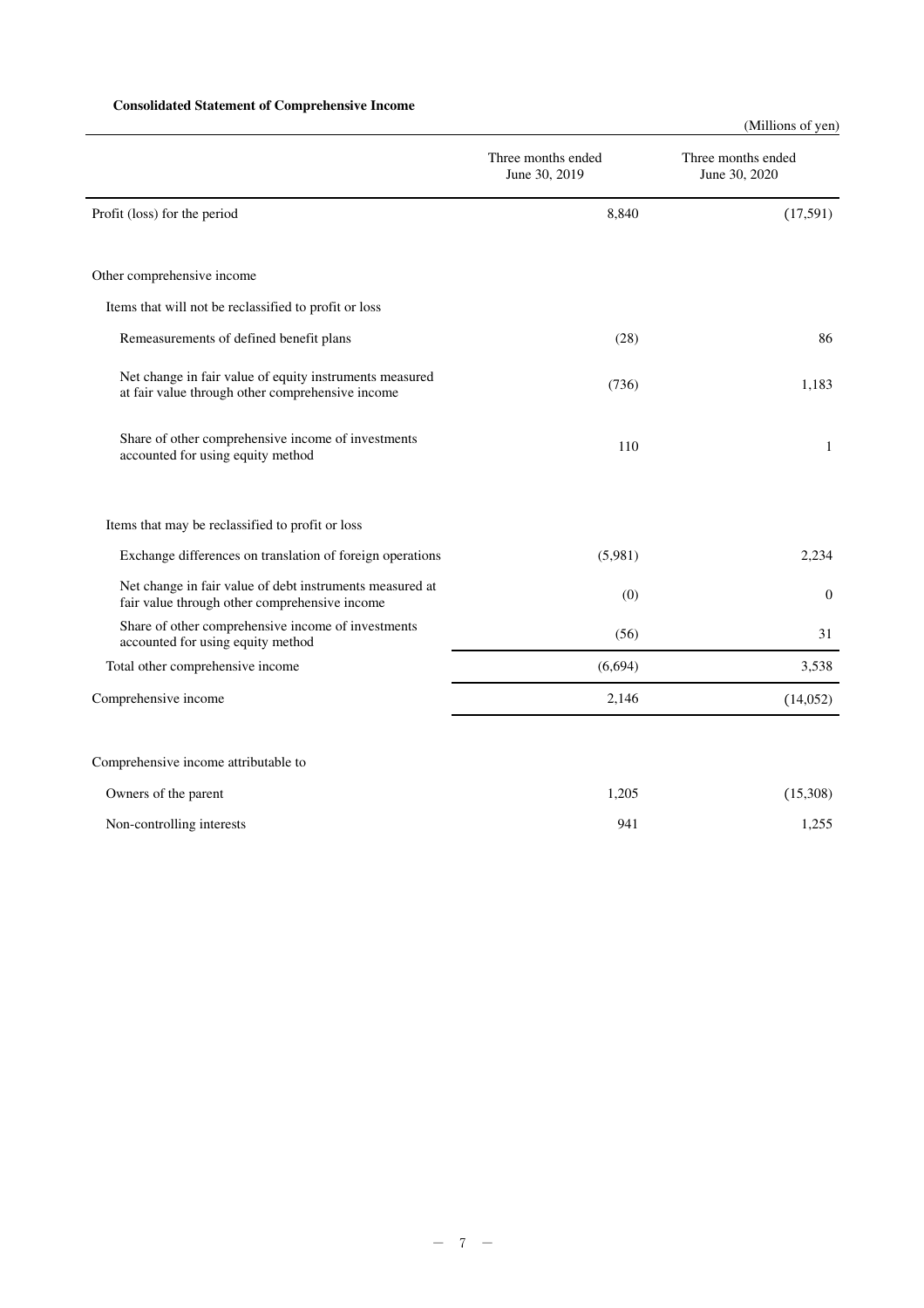**Consolidated Statement of Comprehensive Income**

(Millions of yen)

| | Three months ended June 30, 2019 | Three months ended June 30, 2020 |
|---|---|---|
| Profit (loss) for the period | 8,840 | (17,591) |
| Other comprehensive income | | |
| Items that will not be reclassified to profit or loss | | |
| Remeasurements of defined benefit plans | (28) | 86 |
| Net change in fair value of equity instruments measured at fair value through other comprehensive income | (736) | 1,183 |
| Share of other comprehensive income of investments accounted for using equity method | 110 | 1 |
| Items that may be reclassified to profit or loss | | |
| Exchange differences on translation of foreign operations | (5,981) | 2,234 |
| Net change in fair value of debt instruments measured at fair value through other comprehensive income | (0) | 0 |
| Share of other comprehensive income of investments accounted for using equity method | (56) | 31 |
| Total other comprehensive income | (6,694) | 3,538 |
| Comprehensive income | 2,146 | (14,052) |
| Comprehensive income attributable to | | |
| Owners of the parent | 1,205 | (15,308) |
| Non-controlling interests | 941 | 1,255 |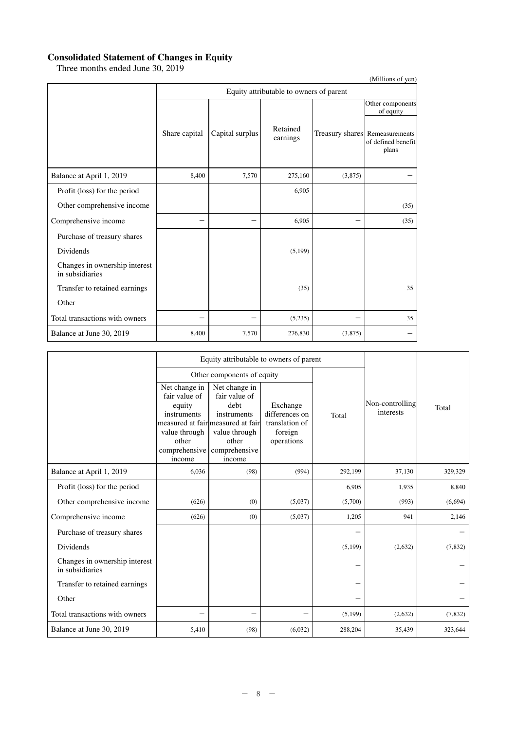## Consolidated Statement of Changes in Equity

Three months ended June 30, 2019

(Millions of yen)

| | Equity attributable to owners of parent | | | | |
|---|---|---|---|---|---|
| | | | | | Other components of equity |
| | Share capital | Capital surplus | Retained earnings | Treasury shares | Remeasurements of defined benefit plans |
| Balance at April 1, 2019 | 8,400 | 7,570 | 275,160 | (3,875) | − |
| Profit (loss) for the period | | | 6,905 | | |
| Other comprehensive income | | | | | (35) |
| Comprehensive income | − | − | 6,905 | − | (35) |
| Purchase of treasury shares | | | | | |
| Dividends | | | (5,199) | | |
| Changes in ownership interest in subsidiaries | | | | | |
| Transfer to retained earnings | | | (35) | | 35 |
| Other | | | | | |
| Total transactions with owners | − | − | (5,235) | − | 35 |
| Balance at June 30, 2019 | 8,400 | 7,570 | 276,830 | (3,875) | − |

| | Equity attributable to owners of parent | | | | | |
|---|---|---|---|---|---|---|
| | Other components of equity | | | | | |
| | Net change in fair value of equity instruments measured at fair value through other comprehensive income | Net change in fair value of debt instruments measured at fair value through other comprehensive income | Exchange differences on translation of foreign operations | Total | Non-controlling interests | Total |
| Balance at April 1, 2019 | 6,036 | (98) | (994) | 292,199 | 37,130 | 329,329 |
| Profit (loss) for the period | | | | 6,905 | 1,935 | 8,840 |
| Other comprehensive income | (626) | (0) | (5,037) | (5,700) | (993) | (6,694) |
| Comprehensive income | (626) | (0) | (5,037) | 1,205 | 941 | 2,146 |
| Purchase of treasury shares | | | | − | | − |
| Dividends | | | | (5,199) | (2,632) | (7,832) |
| Changes in ownership interest in subsidiaries | | | | − | | − |
| Transfer to retained earnings | | | | − | | − |
| Other | | | | − | | − |
| Total transactions with owners | − | − | − | (5,199) | (2,632) | (7,832) |
| Balance at June 30, 2019 | 5,410 | (98) | (6,032) | 288,204 | 35,439 | 323,644 |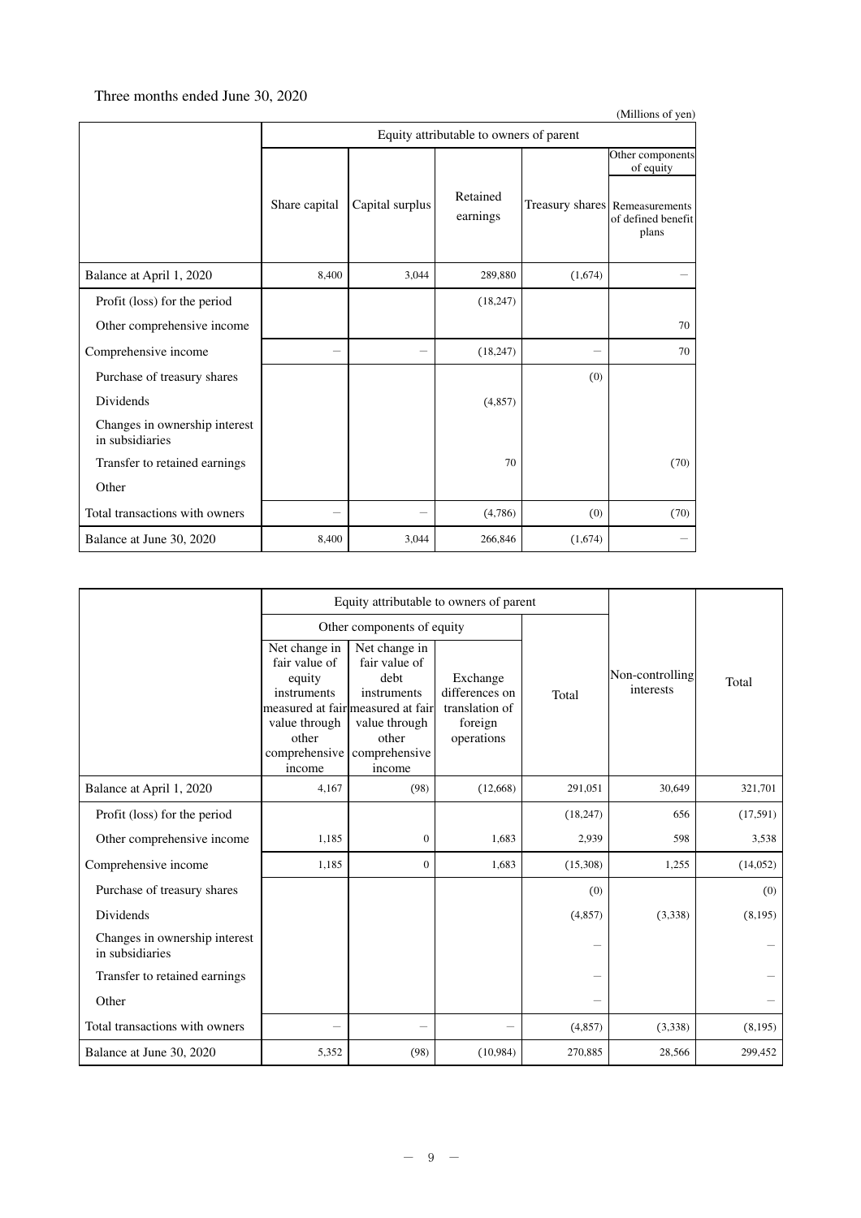Three months ended June 30, 2020

(Millions of yen)

| | Equity attributable to owners of parent | | | | |
|---|---|---|---|---|---|
| | | | | | Other components of equity |
| | Share capital | Capital surplus | Retained earnings | Treasury shares | Remeasurements of defined benefit plans |
| Balance at April 1, 2020 | 8,400 | 3,044 | 289,880 | (1,674) | – |
| Profit (loss) for the period | | | (18,247) | | |
| Other comprehensive income | | | | | 70 |
| Comprehensive income | – | – | (18,247) | – | 70 |
| Purchase of treasury shares | | | | (0) | |
| Dividends | | | (4,857) | | |
| Changes in ownership interest in subsidiaries | | | | | |
| Transfer to retained earnings | | | 70 | | (70) |
| Other | | | | | |
| Total transactions with owners | – | – | (4,786) | (0) | (70) |
| Balance at June 30, 2020 | 8,400 | 3,044 | 266,846 | (1,674) | – |

| | Equity attributable to owners of parent | | | | | |
|---|---|---|---|---|---|---|
| | Other components of equity | | | | | |
| | Net change in fair value of equity instruments measured at fair value through other comprehensive income | Net change in fair value of debt instruments measured at fair value through other comprehensive income | Exchange differences on translation of foreign operations | Total | Non-controlling interests | Total |
| Balance at April 1, 2020 | 4,167 | (98) | (12,668) | 291,051 | 30,649 | 321,701 |
| Profit (loss) for the period | | | | (18,247) | 656 | (17,591) |
| Other comprehensive income | 1,185 | 0 | 1,683 | 2,939 | 598 | 3,538 |
| Comprehensive income | 1,185 | 0 | 1,683 | (15,308) | 1,255 | (14,052) |
| Purchase of treasury shares | | | | (0) | | (0) |
| Dividends | | | | (4,857) | (3,338) | (8,195) |
| Changes in ownership interest in subsidiaries | | | | – | | – |
| Transfer to retained earnings | | | | – | | – |
| Other | | | | – | | – |
| Total transactions with owners | – | – | – | (4,857) | (3,338) | (8,195) |
| Balance at June 30, 2020 | 5,352 | (98) | (10,984) | 270,885 | 28,566 | 299,452 |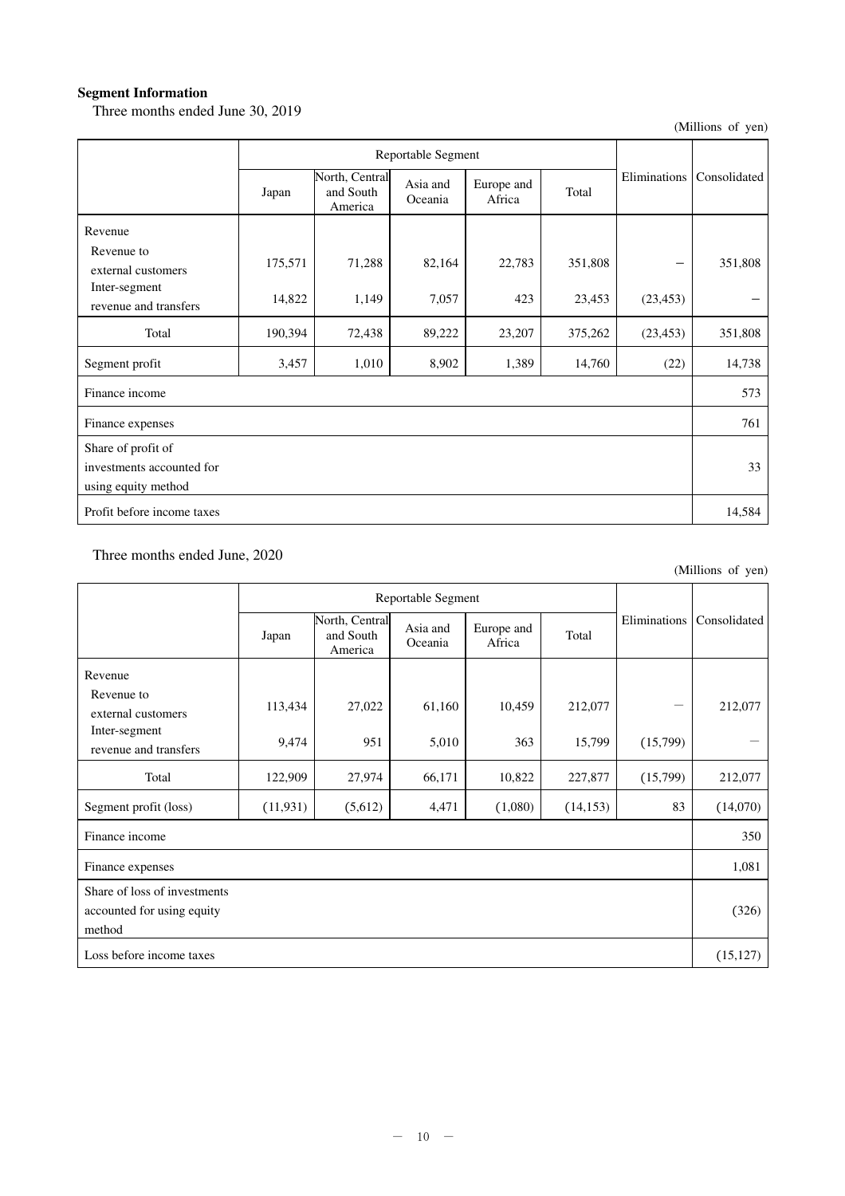**Segment Information**

Three months ended June 30, 2019

(Millions of yen)

| | Reportable Segment | | | | | Eliminations | Consolidated |
|---|---|---|---|---|---|---|---|
| | Japan | North, Central and South America | Asia and Oceania | Europe and Africa | Total | | |
| Revenue | | | | | | | |
| Revenue to external customers | 175,571 | 71,288 | 82,164 | 22,783 | 351,808 | – | 351,808 |
| Inter-segment revenue and transfers | 14,822 | 1,149 | 7,057 | 423 | 23,453 | (23,453) | – |
| Total | 190,394 | 72,438 | 89,222 | 23,207 | 375,262 | (23,453) | 351,808 |
| Segment profit | 3,457 | 1,010 | 8,902 | 1,389 | 14,760 | (22) | 14,738 |
| Finance income | | | | | | | 573 |
| Finance expenses | | | | | | | 761 |
| Share of profit of investments accounted for using equity method | | | | | | | 33 |
| Profit before income taxes | | | | | | | 14,584 |

Three months ended June, 2020

(Millions of yen)

| | Reportable Segment | | | | | Eliminations | Consolidated |
|---|---|---|---|---|---|---|---|
| | Japan | North, Central and South America | Asia and Oceania | Europe and Africa | Total | | |
| Revenue | | | | | | | |
| Revenue to external customers | 113,434 | 27,022 | 61,160 | 10,459 | 212,077 | – | 212,077 |
| Inter-segment revenue and transfers | 9,474 | 951 | 5,010 | 363 | 15,799 | (15,799) | – |
| Total | 122,909 | 27,974 | 66,171 | 10,822 | 227,877 | (15,799) | 212,077 |
| Segment profit (loss) | (11,931) | (5,612) | 4,471 | (1,080) | (14,153) | 83 | (14,070) |
| Finance income | | | | | | | 350 |
| Finance expenses | | | | | | | 1,081 |
| Share of loss of investments accounted for using equity method | | | | | | | (326) |
| Loss before income taxes | | | | | | | (15,127) |